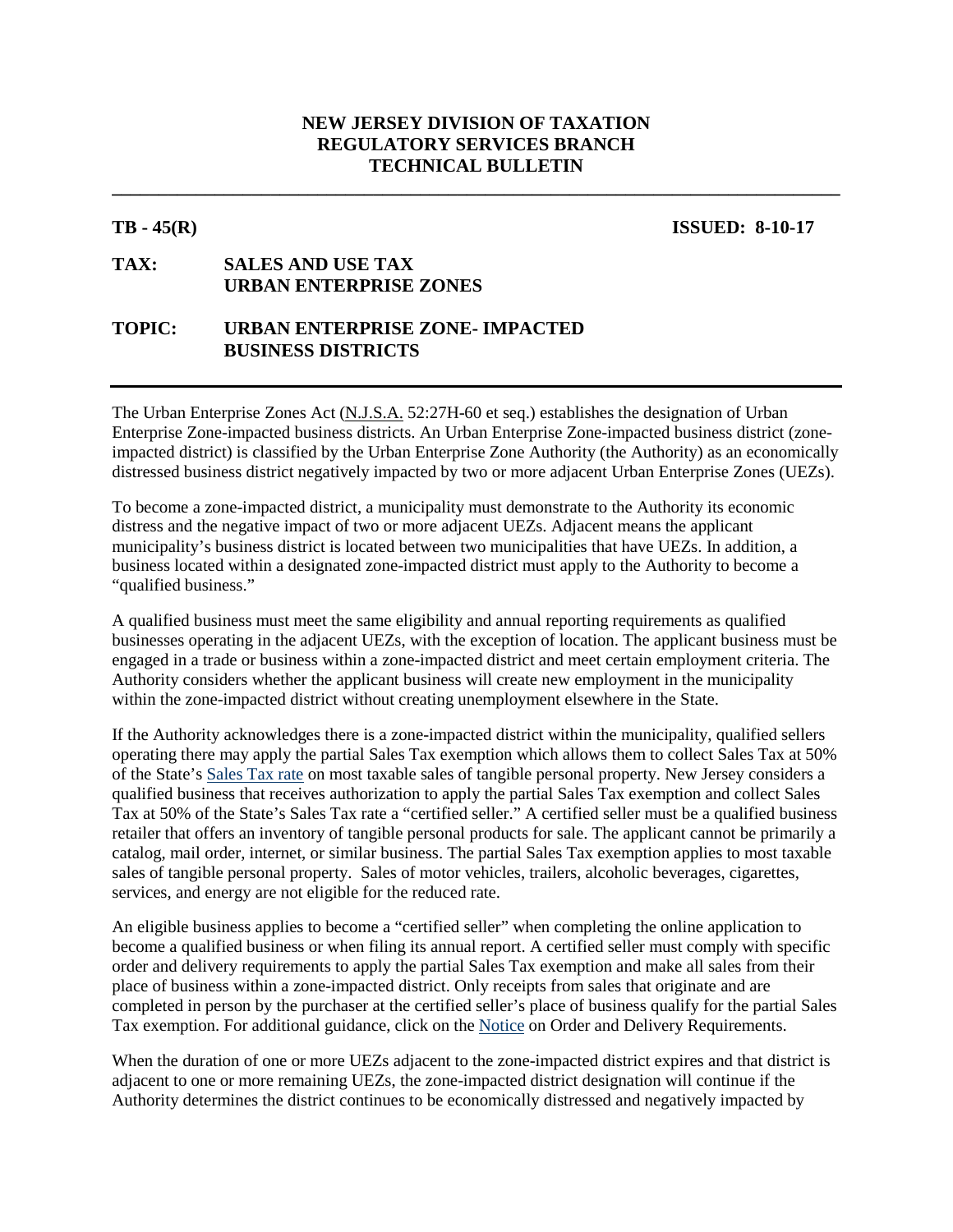# NEW JERSEY DIVISION OF TAXATION
## REGULATORY SERVICES BRANCH
## TECHNICAL BULLETIN

---

**TB - 45(R)** **ISSUED: 8-10-17**

**TAX: SALES AND USE TAX**
**URBAN ENTERPRISE ZONES**

**TOPIC: URBAN ENTERPRISE ZONE- IMPACTED BUSINESS DISTRICTS**

---

The Urban Enterprise Zones Act (N.J.S.A. 52:27H-60 et seq.) establishes the designation of Urban Enterprise Zone-impacted business districts. An Urban Enterprise Zone-impacted business district (zone-impacted district) is classified by the Urban Enterprise Zone Authority (the Authority) as an economically distressed business district negatively impacted by two or more adjacent Urban Enterprise Zones (UEZs).

To become a zone-impacted district, a municipality must demonstrate to the Authority its economic distress and the negative impact of two or more adjacent UEZs. Adjacent means the applicant municipality's business district is located between two municipalities that have UEZs. In addition, a business located within a designated zone-impacted district must apply to the Authority to become a "qualified business."

A qualified business must meet the same eligibility and annual reporting requirements as qualified businesses operating in the adjacent UEZs, with the exception of location. The applicant business must be engaged in a trade or business within a zone-impacted district and meet certain employment criteria. The Authority considers whether the applicant business will create new employment in the municipality within the zone-impacted district without creating unemployment elsewhere in the State.

If the Authority acknowledges there is a zone-impacted district within the municipality, qualified sellers operating there may apply the partial Sales Tax exemption which allows them to collect Sales Tax at 50% of the State's Sales Tax rate on most taxable sales of tangible personal property. New Jersey considers a qualified business that receives authorization to apply the partial Sales Tax exemption and collect Sales Tax at 50% of the State's Sales Tax rate a "certified seller." A certified seller must be a qualified business retailer that offers an inventory of tangible personal products for sale. The applicant cannot be primarily a catalog, mail order, internet, or similar business. The partial Sales Tax exemption applies to most taxable sales of tangible personal property. Sales of motor vehicles, trailers, alcoholic beverages, cigarettes, services, and energy are not eligible for the reduced rate.

An eligible business applies to become a "certified seller" when completing the online application to become a qualified business or when filing its annual report. A certified seller must comply with specific order and delivery requirements to apply the partial Sales Tax exemption and make all sales from their place of business within a zone-impacted district. Only receipts from sales that originate and are completed in person by the purchaser at the certified seller's place of business qualify for the partial Sales Tax exemption. For additional guidance, click on the Notice on Order and Delivery Requirements.

When the duration of one or more UEZs adjacent to the zone-impacted district expires and that district is adjacent to one or more remaining UEZs, the zone-impacted district designation will continue if the Authority determines the district continues to be economically distressed and negatively impacted by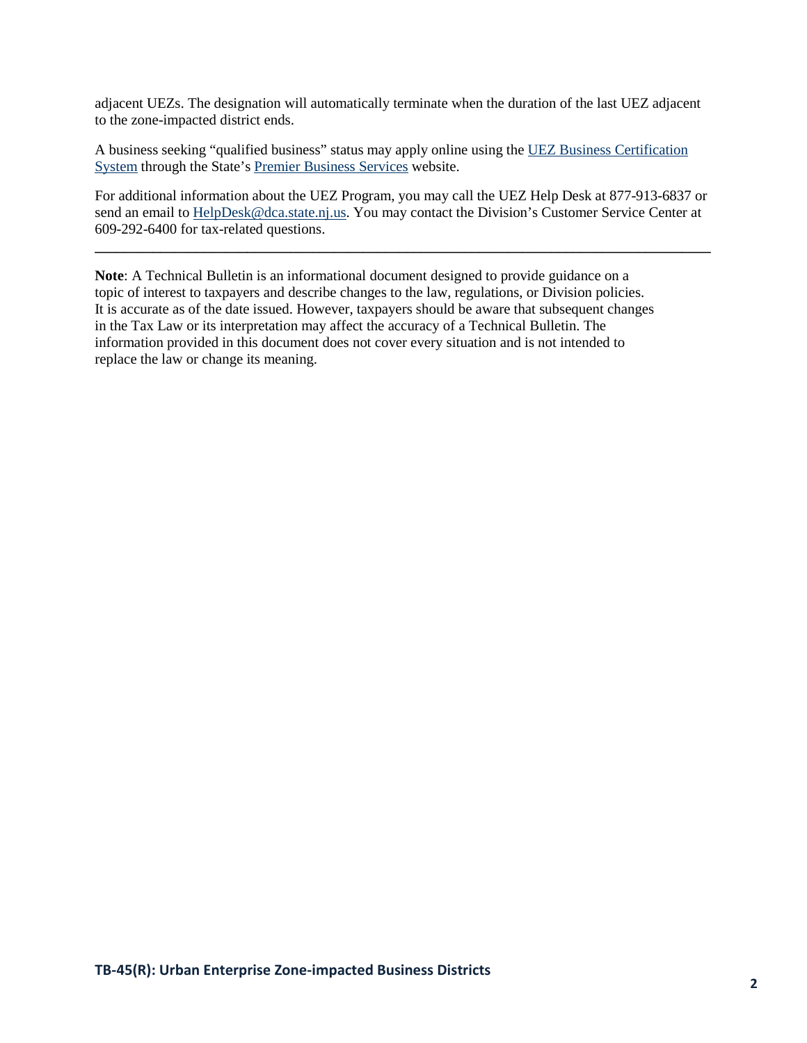adjacent UEZs. The designation will automatically terminate when the duration of the last UEZ adjacent to the zone-impacted district ends.

A business seeking "qualified business" status may apply online using the UEZ Business Certification System through the State's Premier Business Services website.

For additional information about the UEZ Program, you may call the UEZ Help Desk at 877-913-6837 or send an email to HelpDesk@dca.state.nj.us. You may contact the Division's Customer Service Center at 609-292-6400 for tax-related questions.

---

**Note**: A Technical Bulletin is an informational document designed to provide guidance on a topic of interest to taxpayers and describe changes to the law, regulations, or Division policies. It is accurate as of the date issued. However, taxpayers should be aware that subsequent changes in the Tax Law or its interpretation may affect the accuracy of a Technical Bulletin. The information provided in this document does not cover every situation and is not intended to replace the law or change its meaning.